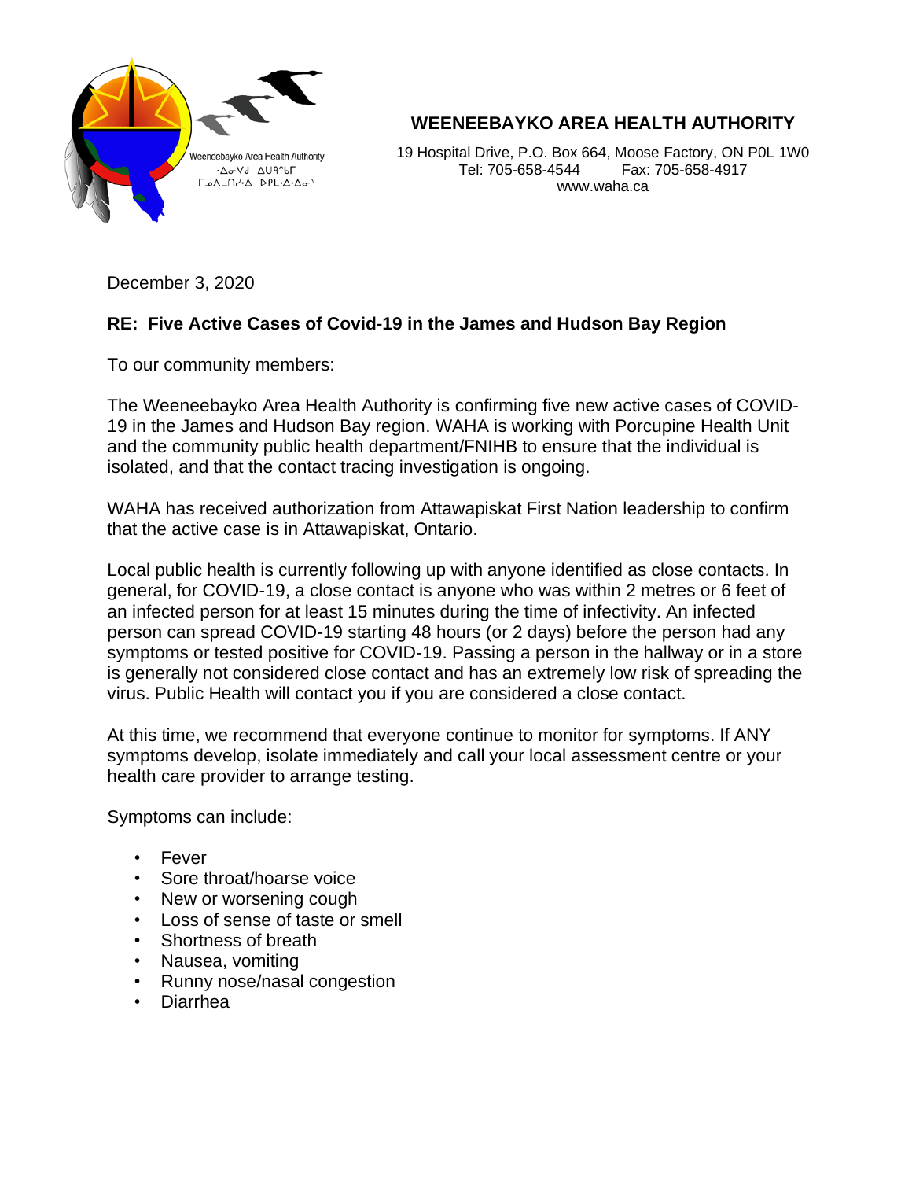# WEENEEBAYKO AREA HEALTH AUTHORITY

19 Hospital Drive, P.O. Box 664, Moose Factory, ON P0L 1W0
Tel: 705-658-4544 Fax: 705-658-4917
www.waha.ca

December 3, 2020

**RE: Five Active Cases of Covid-19 in the James and Hudson Bay Region**

To our community members:

The Weeneebayko Area Health Authority is confirming five new active cases of COVID-19 in the James and Hudson Bay region. WAHA is working with Porcupine Health Unit and the community public health department/FNIHB to ensure that the individual is isolated, and that the contact tracing investigation is ongoing.

WAHA has received authorization from Attawapiskat First Nation leadership to confirm that the active case is in Attawapiskat, Ontario.

Local public health is currently following up with anyone identified as close contacts. In general, for COVID-19, a close contact is anyone who was within 2 metres or 6 feet of an infected person for at least 15 minutes during the time of infectivity. An infected person can spread COVID-19 starting 48 hours (or 2 days) before the person had any symptoms or tested positive for COVID-19. Passing a person in the hallway or in a store is generally not considered close contact and has an extremely low risk of spreading the virus. Public Health will contact you if you are considered a close contact.

At this time, we recommend that everyone continue to monitor for symptoms. If ANY symptoms develop, isolate immediately and call your local assessment centre or your health care provider to arrange testing.

Symptoms can include:

- Fever
- Sore throat/hoarse voice
- New or worsening cough
- Loss of sense of taste or smell
- Shortness of breath
- Nausea, vomiting
- Runny nose/nasal congestion
- Diarrhea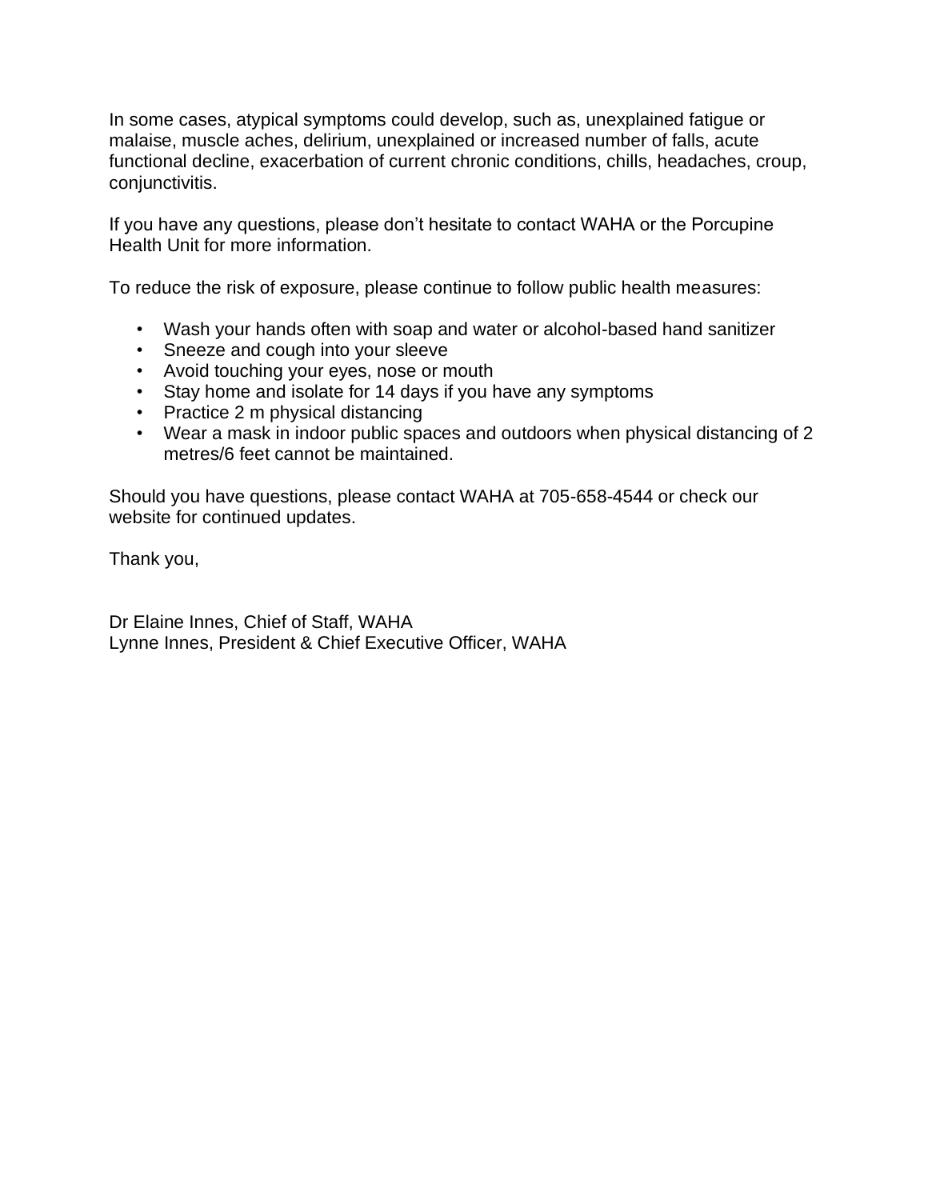In some cases, atypical symptoms could develop, such as, unexplained fatigue or malaise, muscle aches, delirium, unexplained or increased number of falls, acute functional decline, exacerbation of current chronic conditions, chills, headaches, croup, conjunctivitis.

If you have any questions, please don't hesitate to contact WAHA or the Porcupine Health Unit for more information.

To reduce the risk of exposure, please continue to follow public health measures:

- Wash your hands often with soap and water or alcohol-based hand sanitizer
- Sneeze and cough into your sleeve
- Avoid touching your eyes, nose or mouth
- Stay home and isolate for 14 days if you have any symptoms
- Practice 2 m physical distancing
- Wear a mask in indoor public spaces and outdoors when physical distancing of 2 metres/6 feet cannot be maintained.

Should you have questions, please contact WAHA at 705-658-4544 or check our website for continued updates.

Thank you,

Dr Elaine Innes, Chief of Staff, WAHA
Lynne Innes, President & Chief Executive Officer, WAHA